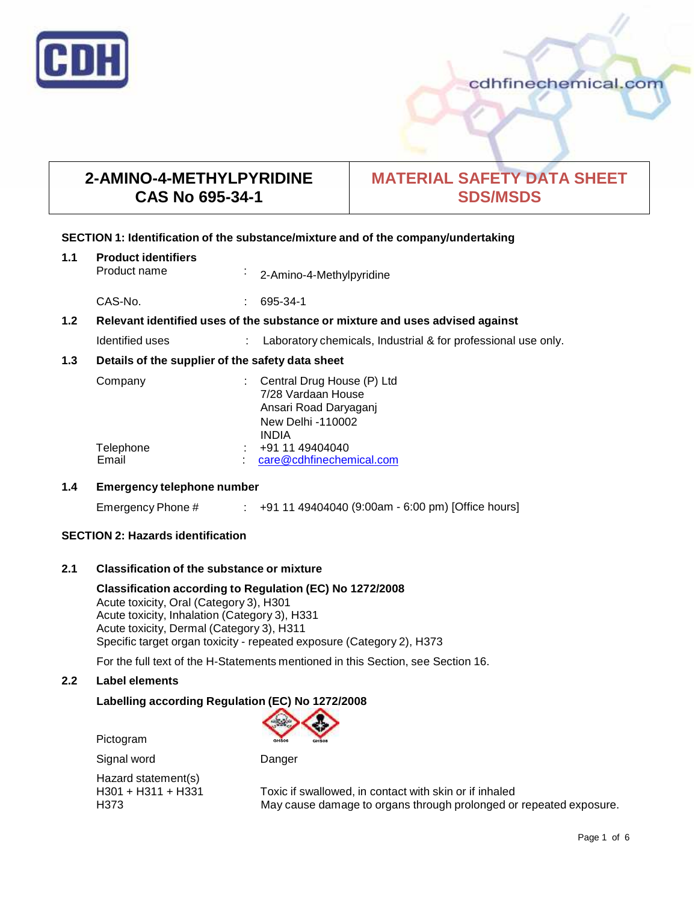# 2-AMINO-4-METHYLPYRIDINE
# CAS No 695-34-1

**MATERIAL SAFETY DATA SHEET SDS/MSDS**

## SECTION 1: Identification of the substance/mixture and of the company/undertaking

### 1.1 Product identifiers

Product name : 2-Amino-4-Methylpyridine

CAS-No. : 695-34-1

### 1.2 Relevant identified uses of the substance or mixture and uses advised against

Identified uses : Laboratory chemicals, Industrial & for professional use only.

### 1.3 Details of the supplier of the safety data sheet

Company : Central Drug House (P) Ltd
7/28 Vardaan House
Ansari Road Daryaganj
New Delhi -110002
INDIA

Telephone : +91 11 49404040

Email : care@cdhfinechemical.com

### 1.4 Emergency telephone number

Emergency Phone # : +91 11 49404040 (9:00am - 6:00 pm) [Office hours]

## SECTION 2: Hazards identification

### 2.1 Classification of the substance or mixture

**Classification according to Regulation (EC) No 1272/2008**

Acute toxicity, Oral (Category 3), H301
Acute toxicity, Inhalation (Category 3), H331
Acute toxicity, Dermal (Category 3), H311
Specific target organ toxicity - repeated exposure (Category 2), H373

For the full text of the H-Statements mentioned in this Section, see Section 16.

### 2.2 Label elements

**Labelling according Regulation (EC) No 1272/2008**

Pictogram GHS06 GHS08

Signal word Danger

Hazard statement(s)

H301 + H311 + H331 Toxic if swallowed, in contact with skin or if inhaled

H373 May cause damage to organs through prolonged or repeated exposure.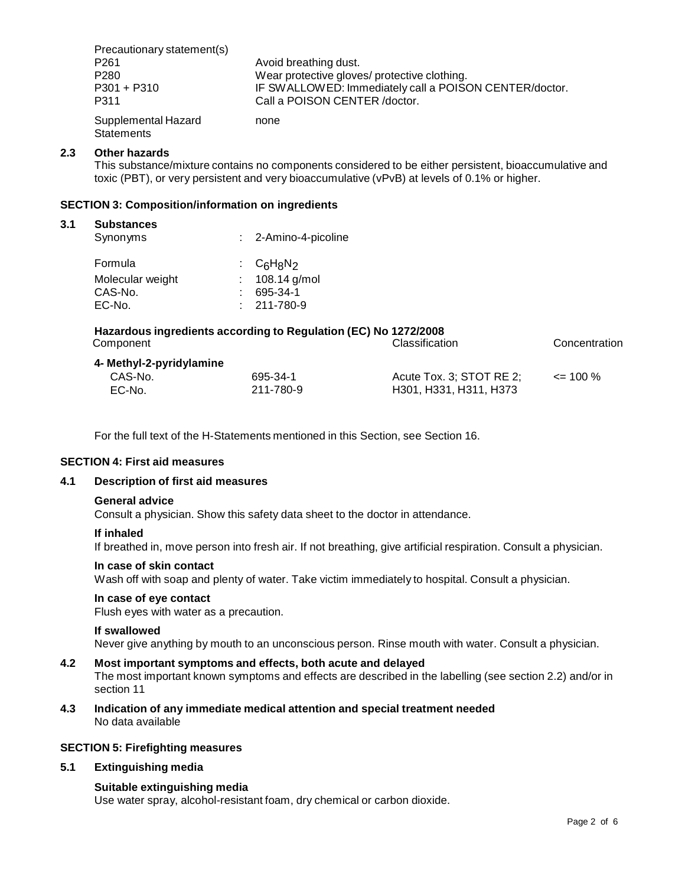| Precautionary statement(s) | |
|---|---|
| P261 | Avoid breathing dust. |
| P280 | Wear protective gloves/ protective clothing. |
| P301 + P310 | IF SWALLOWED: Immediately call a POISON CENTER/doctor. |
| P311 | Call a POISON CENTER /doctor. |
| Supplemental Hazard Statements | none |

### 2.3 Other hazards

This substance/mixture contains no components considered to be either persistent, bioaccumulative and toxic (PBT), or very persistent and very bioaccumulative (vPvB) at levels of 0.1% or higher.

## SECTION 3: Composition/information on ingredients

### 3.1 Substances

| | |
|---|---|
| Synonyms | : 2-Amino-4-picoline |
| Formula | : $C_6H_8N_2$ |
| Molecular weight | : 108.14 g/mol |
| CAS-No. | : 695-34-1 |
| EC-No. | : 211-780-9 |

**Hazardous ingredients according to Regulation (EC) No 1272/2008**

| Component | | Classification | Concentration |
|---|---|---|---|
| **4- Methyl-2-pyridylamine** | | | |
| CAS-No. | 695-34-1 | Acute Tox. 3; STOT RE 2; | <= 100 % |
| EC-No. | 211-780-9 | H301, H331, H311, H373 | |

For the full text of the H-Statements mentioned in this Section, see Section 16.

## SECTION 4: First aid measures

### 4.1 Description of first aid measures

**General advice**

Consult a physician. Show this safety data sheet to the doctor in attendance.

**If inhaled**

If breathed in, move person into fresh air. If not breathing, give artificial respiration. Consult a physician.

**In case of skin contact**

Wash off with soap and plenty of water. Take victim immediately to hospital. Consult a physician.

**In case of eye contact**

Flush eyes with water as a precaution.

**If swallowed**

Never give anything by mouth to an unconscious person. Rinse mouth with water. Consult a physician.

### 4.2 Most important symptoms and effects, both acute and delayed

The most important known symptoms and effects are described in the labelling (see section 2.2) and/or in section 11

### 4.3 Indication of any immediate medical attention and special treatment needed

No data available

## SECTION 5: Firefighting measures

### 5.1 Extinguishing media

**Suitable extinguishing media**

Use water spray, alcohol-resistant foam, dry chemical or carbon dioxide.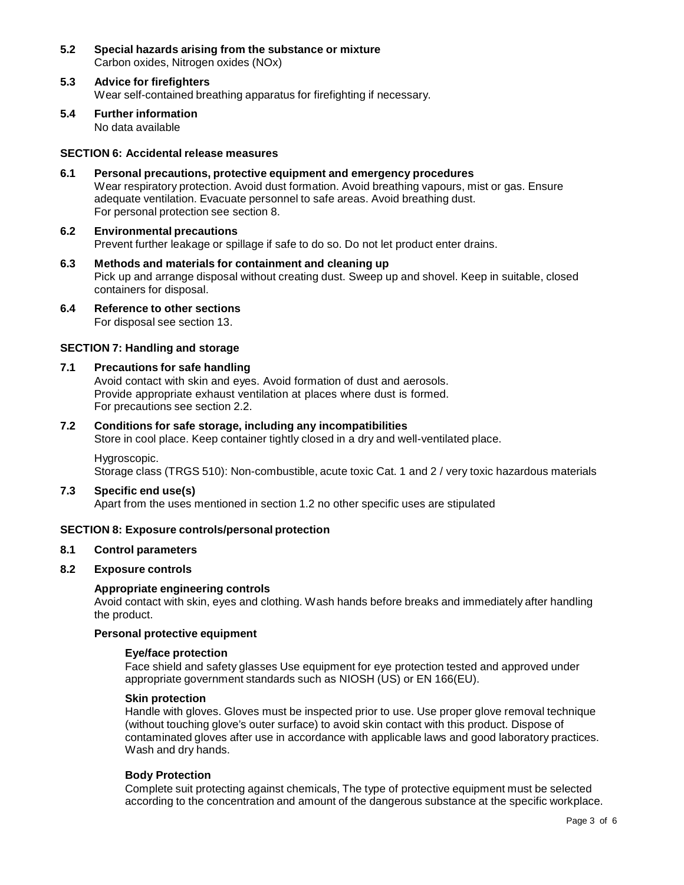**5.2 Special hazards arising from the substance or mixture**
Carbon oxides, Nitrogen oxides (NOx)

**5.3 Advice for firefighters**
Wear self-contained breathing apparatus for firefighting if necessary.

**5.4 Further information**
No data available

## SECTION 6: Accidental release measures

**6.1 Personal precautions, protective equipment and emergency procedures**
Wear respiratory protection. Avoid dust formation. Avoid breathing vapours, mist or gas. Ensure adequate ventilation. Evacuate personnel to safe areas. Avoid breathing dust.
For personal protection see section 8.

**6.2 Environmental precautions**
Prevent further leakage or spillage if safe to do so. Do not let product enter drains.

**6.3 Methods and materials for containment and cleaning up**
Pick up and arrange disposal without creating dust. Sweep up and shovel. Keep in suitable, closed containers for disposal.

**6.4 Reference to other sections**
For disposal see section 13.

## SECTION 7: Handling and storage

**7.1 Precautions for safe handling**
Avoid contact with skin and eyes. Avoid formation of dust and aerosols.
Provide appropriate exhaust ventilation at places where dust is formed.
For precautions see section 2.2.

**7.2 Conditions for safe storage, including any incompatibilities**
Store in cool place. Keep container tightly closed in a dry and well-ventilated place.

Hygroscopic.
Storage class (TRGS 510): Non-combustible, acute toxic Cat. 1 and 2 / very toxic hazardous materials

**7.3 Specific end use(s)**
Apart from the uses mentioned in section 1.2 no other specific uses are stipulated

## SECTION 8: Exposure controls/personal protection

**8.1 Control parameters**

**8.2 Exposure controls**

**Appropriate engineering controls**
Avoid contact with skin, eyes and clothing. Wash hands before breaks and immediately after handling the product.

**Personal protective equipment**

**Eye/face protection**
Face shield and safety glasses Use equipment for eye protection tested and approved under appropriate government standards such as NIOSH (US) or EN 166(EU).

**Skin protection**
Handle with gloves. Gloves must be inspected prior to use. Use proper glove removal technique (without touching glove's outer surface) to avoid skin contact with this product. Dispose of contaminated gloves after use in accordance with applicable laws and good laboratory practices. Wash and dry hands.

**Body Protection**
Complete suit protecting against chemicals, The type of protective equipment must be selected according to the concentration and amount of the dangerous substance at the specific workplace.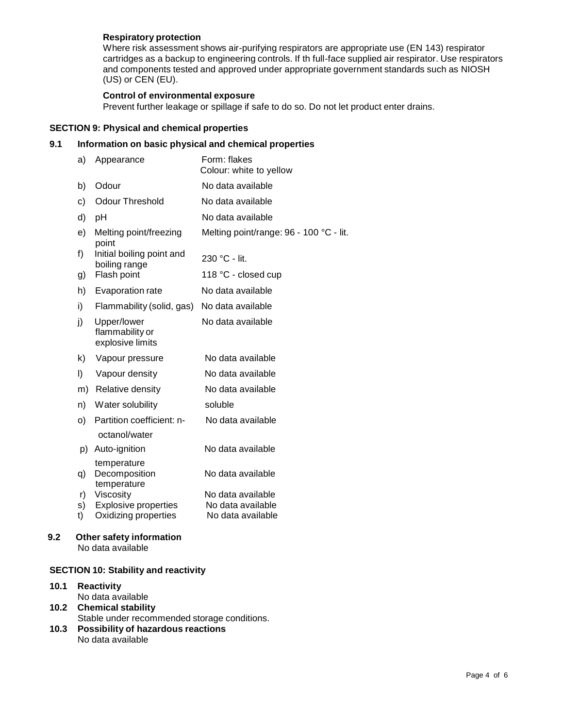**Respiratory protection**

Where risk assessment shows air-purifying respirators are appropriate use (EN 143) respirator cartridges as a backup to engineering controls. If th full-face supplied air respirator. Use respirators and components tested and approved under appropriate government standards such as NIOSH (US) or CEN (EU).

**Control of environmental exposure**

Prevent further leakage or spillage if safe to do so. Do not let product enter drains.

## SECTION 9: Physical and chemical properties

### 9.1 Information on basic physical and chemical properties

| | | |
|---|---|---|
| a) | Appearance | Form: flakes<br>Colour: white to yellow |
| b) | Odour | No data available |
| c) | Odour Threshold | No data available |
| d) | pH | No data available |
| e) | Melting point/freezing point | Melting point/range: 96 - 100 °C - lit. |
| f) | Initial boiling point and boiling range | 230 °C - lit. |
| g) | Flash point | 118 °C - closed cup |
| h) | Evaporation rate | No data available |
| i) | Flammability (solid, gas) | No data available |
| j) | Upper/lower flammability or explosive limits | No data available |
| k) | Vapour pressure | No data available |
| l) | Vapour density | No data available |
| m) | Relative density | No data available |
| n) | Water solubility | soluble |
| o) | Partition coefficient: n-octanol/water | No data available |
| p) | Auto-ignition temperature | No data available |
| q) | Decomposition temperature | No data available |
| r) | Viscosity | No data available |
| s) | Explosive properties | No data available |
| t) | Oxidizing properties | No data available |

### 9.2 Other safety information

No data available

## SECTION 10: Stability and reactivity

**10.1 Reactivity**

No data available

**10.2 Chemical stability**

Stable under recommended storage conditions.

**10.3 Possibility of hazardous reactions**

No data available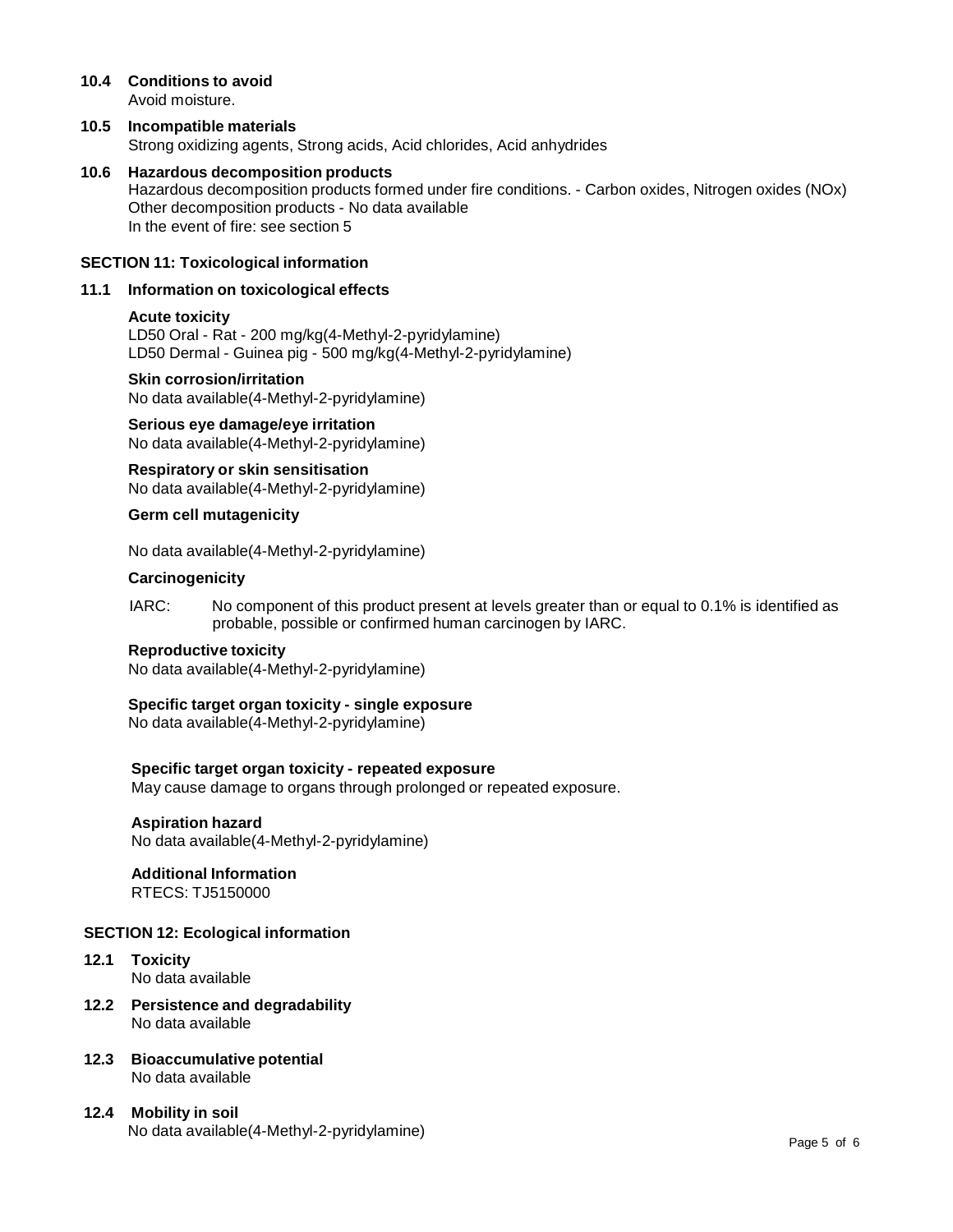### 10.4 Conditions to avoid

Avoid moisture.

### 10.5 Incompatible materials

Strong oxidizing agents, Strong acids, Acid chlorides, Acid anhydrides

### 10.6 Hazardous decomposition products

Hazardous decomposition products formed under fire conditions. - Carbon oxides, Nitrogen oxides (NOx)
Other decomposition products - No data available
In the event of fire: see section 5

## SECTION 11: Toxicological information

### 11.1 Information on toxicological effects

**Acute toxicity**
LD50 Oral - Rat - 200 mg/kg(4-Methyl-2-pyridylamine)
LD50 Dermal - Guinea pig - 500 mg/kg(4-Methyl-2-pyridylamine)

**Skin corrosion/irritation**
No data available(4-Methyl-2-pyridylamine)

**Serious eye damage/eye irritation**
No data available(4-Methyl-2-pyridylamine)

**Respiratory or skin sensitisation**
No data available(4-Methyl-2-pyridylamine)

**Germ cell mutagenicity**

No data available(4-Methyl-2-pyridylamine)

**Carcinogenicity**

IARC: No component of this product present at levels greater than or equal to 0.1% is identified as probable, possible or confirmed human carcinogen by IARC.

**Reproductive toxicity**
No data available(4-Methyl-2-pyridylamine)

**Specific target organ toxicity - single exposure**
No data available(4-Methyl-2-pyridylamine)

**Specific target organ toxicity - repeated exposure**
May cause damage to organs through prolonged or repeated exposure.

**Aspiration hazard**
No data available(4-Methyl-2-pyridylamine)

**Additional Information**
RTECS: TJ5150000

## SECTION 12: Ecological information

### 12.1 Toxicity

No data available

### 12.2 Persistence and degradability

No data available

### 12.3 Bioaccumulative potential

No data available

### 12.4 Mobility in soil

No data available(4-Methyl-2-pyridylamine)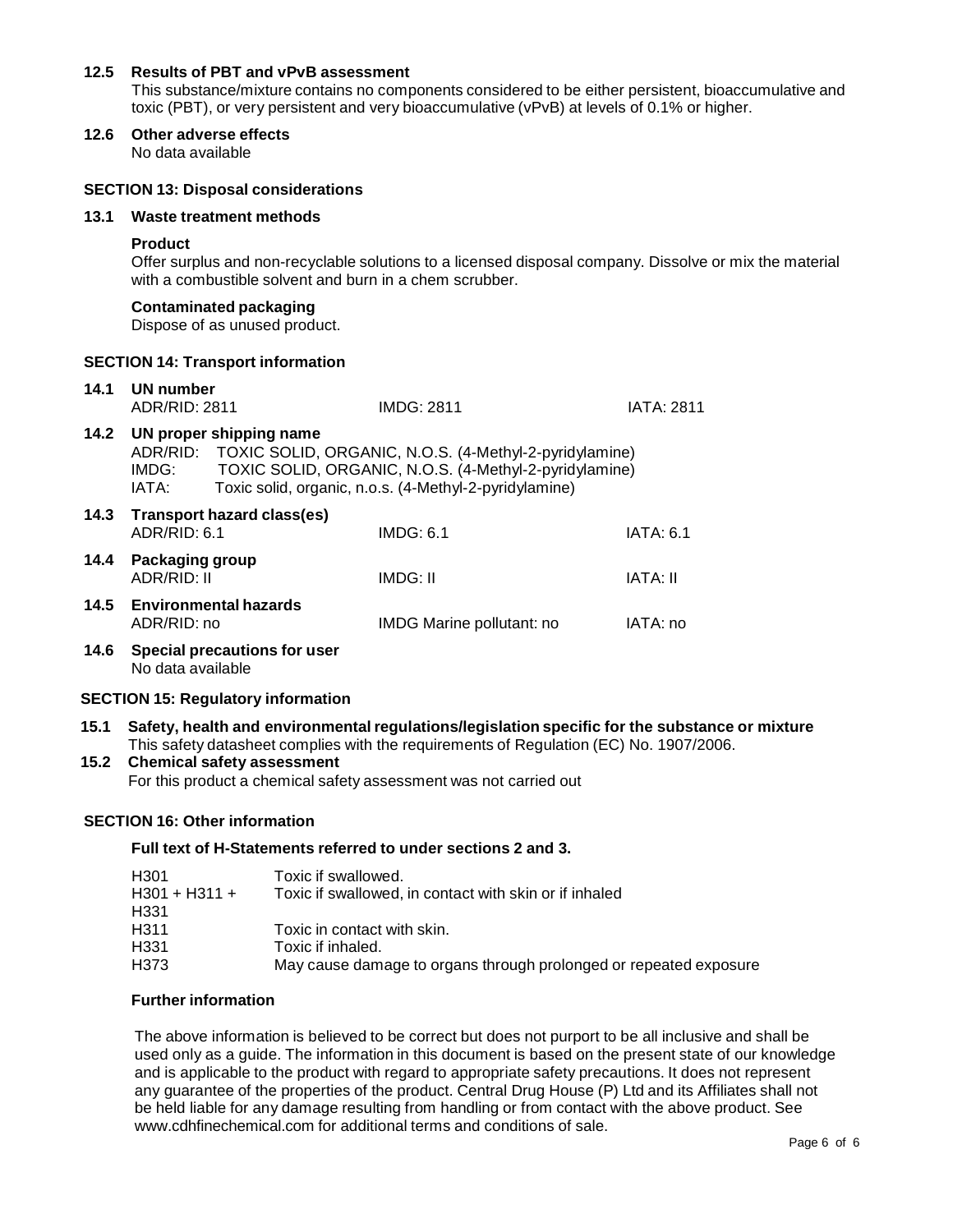### 12.5 Results of PBT and vPvB assessment

This substance/mixture contains no components considered to be either persistent, bioaccumulative and toxic (PBT), or very persistent and very bioaccumulative (vPvB) at levels of 0.1% or higher.

### 12.6 Other adverse effects

No data available

## SECTION 13: Disposal considerations

### 13.1 Waste treatment methods

**Product**

Offer surplus and non-recyclable solutions to a licensed disposal company. Dissolve or mix the material with a combustible solvent and burn in a chem scrubber.

**Contaminated packaging**

Dispose of as unused product.

## SECTION 14: Transport information

### 14.1 UN number

| | | |
|---|---|---|
| ADR/RID: 2811 | IMDG: 2811 | IATA: 2811 |

### 14.2 UN proper shipping name

ADR/RID: TOXIC SOLID, ORGANIC, N.O.S. (4-Methyl-2-pyridylamine)
IMDG: TOXIC SOLID, ORGANIC, N.O.S. (4-Methyl-2-pyridylamine)
IATA: Toxic solid, organic, n.o.s. (4-Methyl-2-pyridylamine)

### 14.3 Transport hazard class(es)

| | | |
|---|---|---|
| ADR/RID: 6.1 | IMDG: 6.1 | IATA: 6.1 |

### 14.4 Packaging group

| | | |
|---|---|---|
| ADR/RID: II | IMDG: II | IATA: II |

### 14.5 Environmental hazards

| | | |
|---|---|---|
| ADR/RID: no | IMDG Marine pollutant: no | IATA: no |

### 14.6 Special precautions for user

No data available

## SECTION 15: Regulatory information

### 15.1 Safety, health and environmental regulations/legislation specific for the substance or mixture

This safety datasheet complies with the requirements of Regulation (EC) No. 1907/2006.

### 15.2 Chemical safety assessment

For this product a chemical safety assessment was not carried out

## SECTION 16: Other information

**Full text of H-Statements referred to under sections 2 and 3.**

| | |
|---|---|
| H301 | Toxic if swallowed. |
| H301 + H311 + H331 | Toxic if swallowed, in contact with skin or if inhaled |
| H311 | Toxic in contact with skin. |
| H331 | Toxic if inhaled. |
| H373 | May cause damage to organs through prolonged or repeated exposure |

**Further information**

The above information is believed to be correct but does not purport to be all inclusive and shall be used only as a guide. The information in this document is based on the present state of our knowledge and is applicable to the product with regard to appropriate safety precautions. It does not represent any guarantee of the properties of the product. Central Drug House (P) Ltd and its Affiliates shall not be held liable for any damage resulting from handling or from contact with the above product. See www.cdhfinechemical.com for additional terms and conditions of sale.